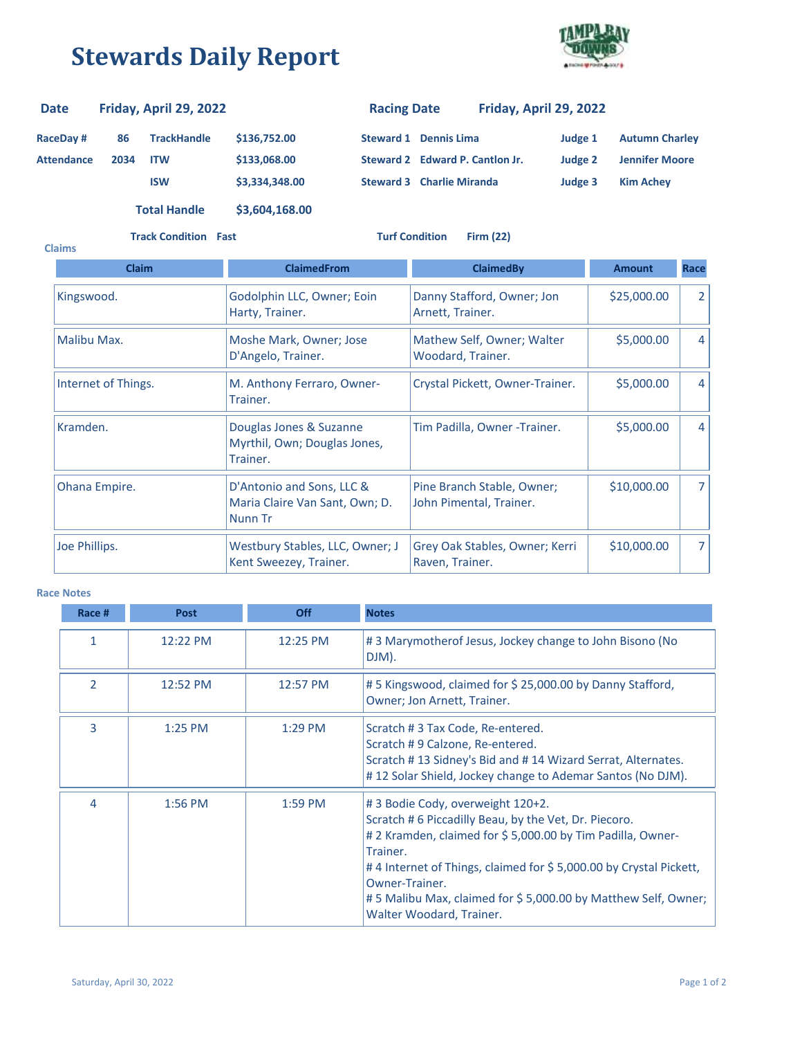# Stewards Daily Report

| | | | | | | | |
|---|---|---|---|---|---|---|---|
| **Date** | **Friday, April 29, 2022** | | | **Racing Date** | **Friday, April 29, 2022** | | |
| **RaceDay #** | **86** | **TrackHandle** | **$136,752.00** | **Steward 1** | **Dennis Lima** | **Judge 1** | **Autumn Charley** |
| **Attendance** | **2034** | **ITW** | **$133,068.00** | **Steward 2** | **Edward P. Cantlon Jr.** | **Judge 2** | **Jennifer Moore** |
| | | **ISW** | **$3,334,348.00** | **Steward 3** | **Charlie Miranda** | **Judge 3** | **Kim Achey** |
| | | **Total Handle** | **$3,604,168.00** | | | | |

**Track Condition** Fast **Turf Condition** Firm (22)

**Claims**

| Claim | ClaimedFrom | ClaimedBy | Amount | Race |
|---|---|---|---|---|
| Kingswood. | Godolphin LLC, Owner; Eoin Harty, Trainer. | Danny Stafford, Owner; Jon Arnett, Trainer. | $25,000.00 | 2 |
| Malibu Max. | Moshe Mark, Owner; Jose D'Angelo, Trainer. | Mathew Self, Owner; Walter Woodard, Trainer. | $5,000.00 | 4 |
| Internet of Things. | M. Anthony Ferraro, Owner-Trainer. | Crystal Pickett, Owner-Trainer. | $5,000.00 | 4 |
| Kramden. | Douglas Jones & Suzanne Myrthil, Own; Douglas Jones, Trainer. | Tim Padilla, Owner -Trainer. | $5,000.00 | 4 |
| Ohana Empire. | D'Antonio and Sons, LLC & Maria Claire Van Sant, Own; D. Nunn Tr | Pine Branch Stable, Owner; John Pimental, Trainer. | $10,000.00 | 7 |
| Joe Phillips. | Westbury Stables, LLC, Owner; J Kent Sweezey, Trainer. | Grey Oak Stables, Owner; Kerri Raven, Trainer. | $10,000.00 | 7 |

**Race Notes**

| Race # | Post | Off | Notes |
|---|---|---|---|
| 1 | 12:22 PM | 12:25 PM | # 3 Marymotherof Jesus, Jockey change to John Bisono (No DJM). |
| 2 | 12:52 PM | 12:57 PM | # 5 Kingswood, claimed for $ 25,000.00 by Danny Stafford, Owner; Jon Arnett, Trainer. |
| 3 | 1:25 PM | 1:29 PM | Scratch # 3 Tax Code, Re-entered.<br>Scratch # 9 Calzone, Re-entered.<br>Scratch # 13 Sidney's Bid and # 14 Wizard Serrat, Alternates.<br># 12 Solar Shield, Jockey change to Ademar Santos (No DJM). |
| 4 | 1:56 PM | 1:59 PM | # 3 Bodie Cody, overweight 120+2.<br>Scratch # 6 Piccadilly Beau, by the Vet, Dr. Piecoro.<br># 2 Kramden, claimed for $ 5,000.00 by Tim Padilla, Owner-Trainer.<br># 4 Internet of Things, claimed for $ 5,000.00 by Crystal Pickett, Owner-Trainer.<br># 5 Malibu Max, claimed for $ 5,000.00 by Matthew Self, Owner; Walter Woodard, Trainer. |

Saturday, April 30, 2022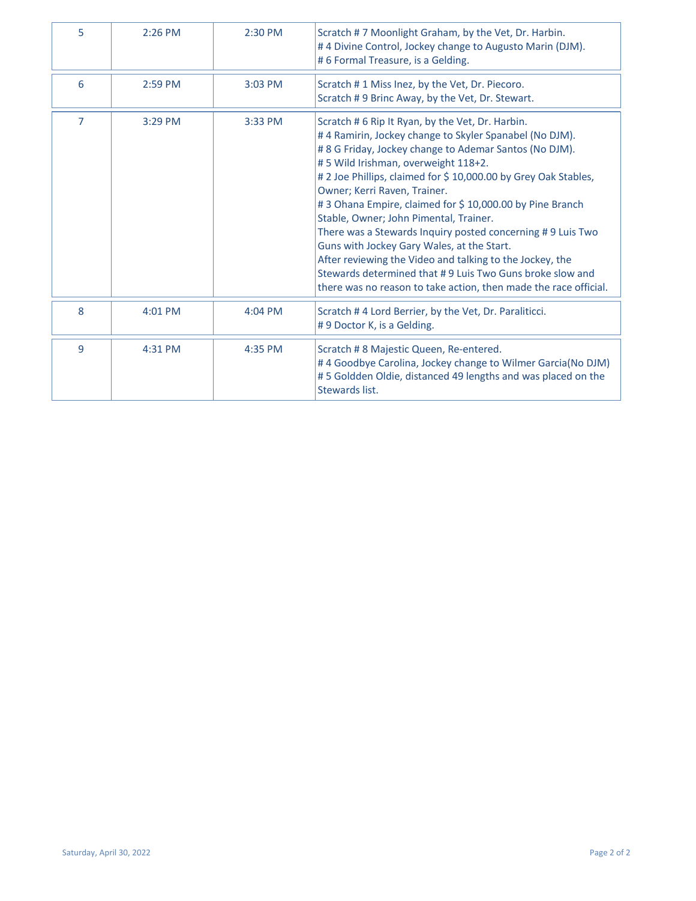| | | | |
|---|---|---|---|
| 5 | 2:26 PM | 2:30 PM | Scratch # 7 Moonlight Graham, by the Vet, Dr. Harbin.<br># 4 Divine Control, Jockey change to Augusto Marin (DJM).<br># 6 Formal Treasure, is a Gelding. |
| 6 | 2:59 PM | 3:03 PM | Scratch # 1 Miss Inez, by the Vet, Dr. Piecoro.<br>Scratch # 9 Brinc Away, by the Vet, Dr. Stewart. |
| 7 | 3:29 PM | 3:33 PM | Scratch # 6 Rip It Ryan, by the Vet, Dr. Harbin.<br># 4 Ramirin, Jockey change to Skyler Spanabel (No DJM).<br># 8 G Friday, Jockey change to Ademar Santos (No DJM).<br># 5 Wild Irishman, overweight 118+2.<br># 2 Joe Phillips, claimed for $ 10,000.00 by Grey Oak Stables, Owner; Kerri Raven, Trainer.<br># 3 Ohana Empire, claimed for $ 10,000.00 by Pine Branch Stable, Owner; John Pimental, Trainer.<br>There was a Stewards Inquiry posted concerning # 9 Luis Two Guns with Jockey Gary Wales, at the Start.<br>After reviewing the Video and talking to the Jockey, the Stewards determined that # 9 Luis Two Guns broke slow and there was no reason to take action, then made the race official. |
| 8 | 4:01 PM | 4:04 PM | Scratch # 4 Lord Berrier, by the Vet, Dr. Paraliticci.<br># 9 Doctor K, is a Gelding. |
| 9 | 4:31 PM | 4:35 PM | Scratch # 8 Majestic Queen, Re-entered.<br># 4 Goodbye Carolina, Jockey change to Wilmer Garcia(No DJM)<br># 5 Goldden Oldie, distanced 49 lengths and was placed on the Stewards list. |

Saturday, April 30, 2022